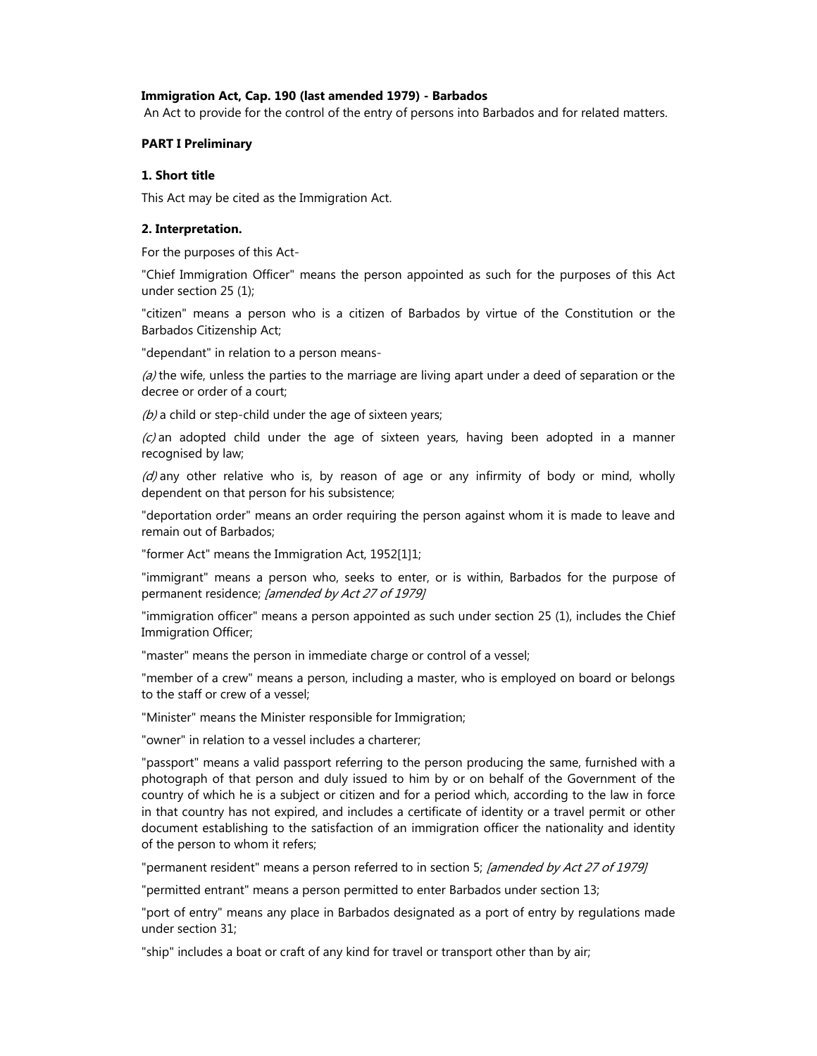**Immigration Act, Cap. 190 (last amended 1979) - Barbados**

An Act to provide for the control of the entry of persons into Barbados and for related matters.

**PART I Preliminary**

**1. Short title**

This Act may be cited as the Immigration Act.

**2. Interpretation.**

For the purposes of this Act-

"Chief Immigration Officer" means the person appointed as such for the purposes of this Act under section 25 (1);

"citizen" means a person who is a citizen of Barbados by virtue of the Constitution or the Barbados Citizenship Act;

"dependant" in relation to a person means-

*(a)* the wife, unless the parties to the marriage are living apart under a deed of separation or the decree or order of a court;

*(b)* a child or step-child under the age of sixteen years;

*(c)* an adopted child under the age of sixteen years, having been adopted in a manner recognised by law;

*(d)* any other relative who is, by reason of age or any infirmity of body or mind, wholly dependent on that person for his subsistence;

"deportation order" means an order requiring the person against whom it is made to leave and remain out of Barbados;

"former Act" means the Immigration Act, 1952[1]1;

"immigrant" means a person who, seeks to enter, or is within, Barbados for the purpose of permanent residence; *[amended by Act 27 of 1979]*

"immigration officer" means a person appointed as such under section 25 (1), includes the Chief Immigration Officer;

"master" means the person in immediate charge or control of a vessel;

"member of a crew" means a person, including a master, who is employed on board or belongs to the staff or crew of a vessel;

"Minister" means the Minister responsible for Immigration;

"owner" in relation to a vessel includes a charterer;

"passport" means a valid passport referring to the person producing the same, furnished with a photograph of that person and duly issued to him by or on behalf of the Government of the country of which he is a subject or citizen and for a period which, according to the law in force in that country has not expired, and includes a certificate of identity or a travel permit or other document establishing to the satisfaction of an immigration officer the nationality and identity of the person to whom it refers;

"permanent resident" means a person referred to in section 5; *[amended by Act 27 of 1979]*

"permitted entrant" means a person permitted to enter Barbados under section 13;

"port of entry" means any place in Barbados designated as a port of entry by regulations made under section 31;

"ship" includes a boat or craft of any kind for travel or transport other than by air;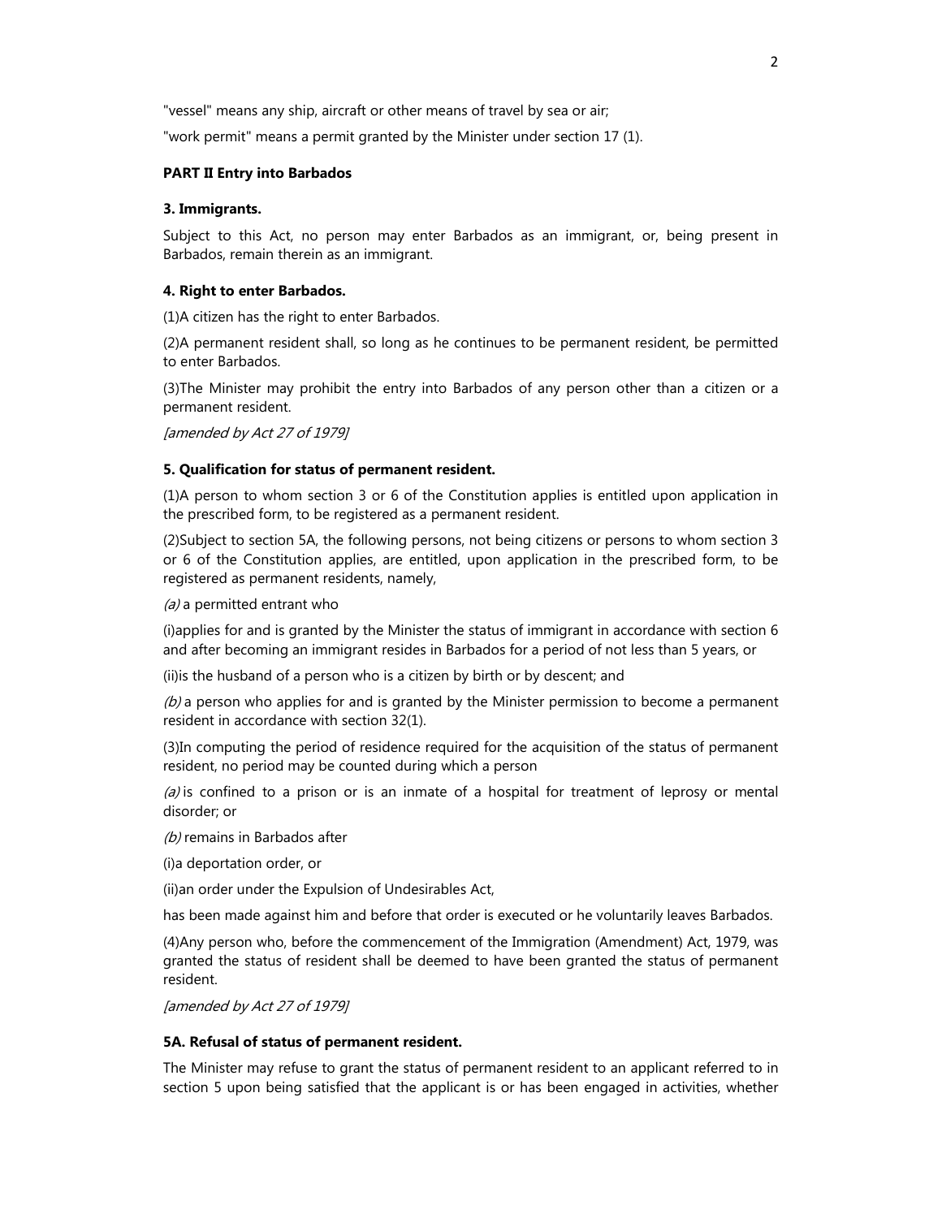"vessel" means any ship, aircraft or other means of travel by sea or air;

"work permit" means a permit granted by the Minister under section 17 (1).

## PART II Entry into Barbados

### 3. Immigrants.

Subject to this Act, no person may enter Barbados as an immigrant, or, being present in Barbados, remain therein as an immigrant.

### 4. Right to enter Barbados.

(1)A citizen has the right to enter Barbados.

(2)A permanent resident shall, so long as he continues to be permanent resident, be permitted to enter Barbados.

(3)The Minister may prohibit the entry into Barbados of any person other than a citizen or a permanent resident.

*[amended by Act 27 of 1979]*

### 5. Qualification for status of permanent resident.

(1)A person to whom section 3 or 6 of the Constitution applies is entitled upon application in the prescribed form, to be registered as a permanent resident.

(2)Subject to section 5A, the following persons, not being citizens or persons to whom section 3 or 6 of the Constitution applies, are entitled, upon application in the prescribed form, to be registered as permanent residents, namely,

*(a)* a permitted entrant who

(i)applies for and is granted by the Minister the status of immigrant in accordance with section 6 and after becoming an immigrant resides in Barbados for a period of not less than 5 years, or

(ii)is the husband of a person who is a citizen by birth or by descent; and

*(b)* a person who applies for and is granted by the Minister permission to become a permanent resident in accordance with section 32(1).

(3)In computing the period of residence required for the acquisition of the status of permanent resident, no period may be counted during which a person

*(a)* is confined to a prison or is an inmate of a hospital for treatment of leprosy or mental disorder; or

*(b)* remains in Barbados after

(i)a deportation order, or

(ii)an order under the Expulsion of Undesirables Act,

has been made against him and before that order is executed or he voluntarily leaves Barbados.

(4)Any person who, before the commencement of the Immigration (Amendment) Act, 1979, was granted the status of resident shall be deemed to have been granted the status of permanent resident.

*[amended by Act 27 of 1979]*

### 5A. Refusal of status of permanent resident.

The Minister may refuse to grant the status of permanent resident to an applicant referred to in section 5 upon being satisfied that the applicant is or has been engaged in activities, whether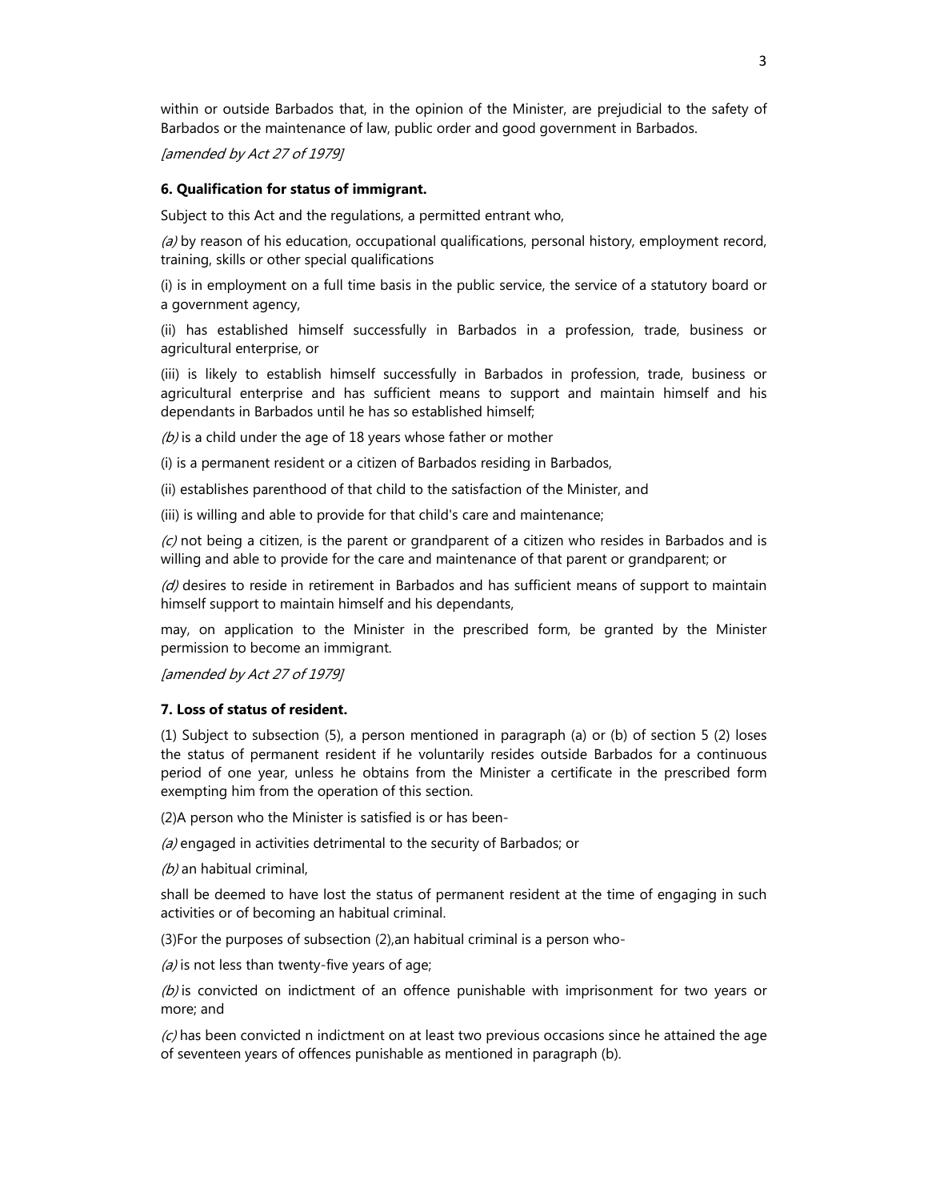within or outside Barbados that, in the opinion of the Minister, are prejudicial to the safety of Barbados or the maintenance of law, public order and good government in Barbados.

*[amended by Act 27 of 1979]*

**6. Qualification for status of immigrant.**

Subject to this Act and the regulations, a permitted entrant who,

*(a)* by reason of his education, occupational qualifications, personal history, employment record, training, skills or other special qualifications

(i) is in employment on a full time basis in the public service, the service of a statutory board or a government agency,

(ii) has established himself successfully in Barbados in a profession, trade, business or agricultural enterprise, or

(iii) is likely to establish himself successfully in Barbados in profession, trade, business or agricultural enterprise and has sufficient means to support and maintain himself and his dependants in Barbados until he has so established himself;

*(b)* is a child under the age of 18 years whose father or mother

(i) is a permanent resident or a citizen of Barbados residing in Barbados,

(ii) establishes parenthood of that child to the satisfaction of the Minister, and

(iii) is willing and able to provide for that child's care and maintenance;

*(c)* not being a citizen, is the parent or grandparent of a citizen who resides in Barbados and is willing and able to provide for the care and maintenance of that parent or grandparent; or

*(d)* desires to reside in retirement in Barbados and has sufficient means of support to maintain himself support to maintain himself and his dependants,

may, on application to the Minister in the prescribed form, be granted by the Minister permission to become an immigrant.

*[amended by Act 27 of 1979]*

**7. Loss of status of resident.**

(1) Subject to subsection (5), a person mentioned in paragraph (a) or (b) of section 5 (2) loses the status of permanent resident if he voluntarily resides outside Barbados for a continuous period of one year, unless he obtains from the Minister a certificate in the prescribed form exempting him from the operation of this section.

(2)A person who the Minister is satisfied is or has been-

*(a)* engaged in activities detrimental to the security of Barbados; or

*(b)* an habitual criminal,

shall be deemed to have lost the status of permanent resident at the time of engaging in such activities or of becoming an habitual criminal.

(3)For the purposes of subsection (2),an habitual criminal is a person who-

*(a)* is not less than twenty-five years of age;

*(b)* is convicted on indictment of an offence punishable with imprisonment for two years or more; and

*(c)* has been convicted n indictment on at least two previous occasions since he attained the age of seventeen years of offences punishable as mentioned in paragraph (b).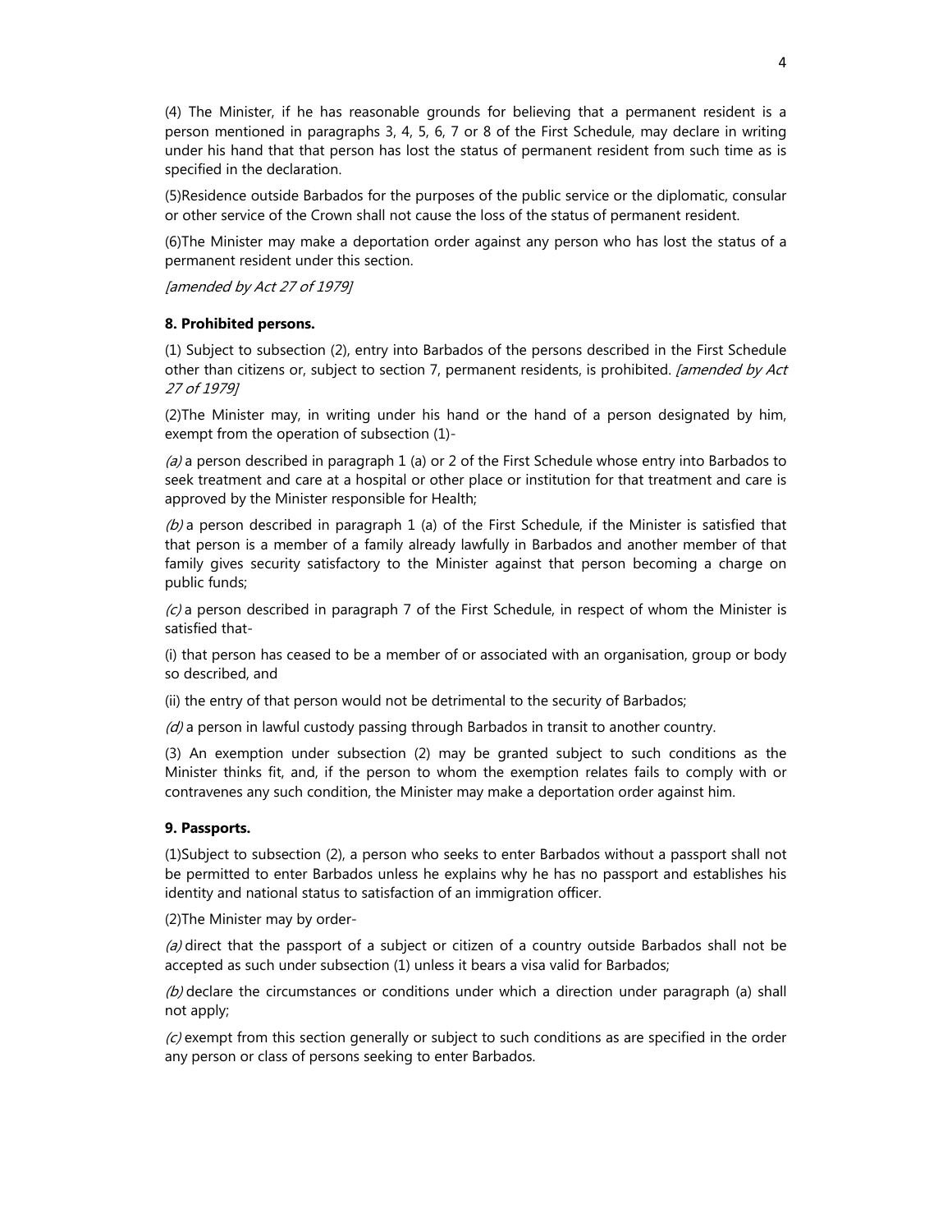(4) The Minister, if he has reasonable grounds for believing that a permanent resident is a person mentioned in paragraphs 3, 4, 5, 6, 7 or 8 of the First Schedule, may declare in writing under his hand that that person has lost the status of permanent resident from such time as is specified in the declaration.

(5)Residence outside Barbados for the purposes of the public service or the diplomatic, consular or other service of the Crown shall not cause the loss of the status of permanent resident.

(6)The Minister may make a deportation order against any person who has lost the status of a permanent resident under this section.

*[amended by Act 27 of 1979]*

**8. Prohibited persons.**

(1) Subject to subsection (2), entry into Barbados of the persons described in the First Schedule other than citizens or, subject to section 7, permanent residents, is prohibited. *[amended by Act 27 of 1979]*

(2)The Minister may, in writing under his hand or the hand of a person designated by him, exempt from the operation of subsection (1)-

*(a)* a person described in paragraph 1 (a) or 2 of the First Schedule whose entry into Barbados to seek treatment and care at a hospital or other place or institution for that treatment and care is approved by the Minister responsible for Health;

*(b)* a person described in paragraph 1 (a) of the First Schedule, if the Minister is satisfied that that person is a member of a family already lawfully in Barbados and another member of that family gives security satisfactory to the Minister against that person becoming a charge on public funds;

*(c)* a person described in paragraph 7 of the First Schedule, in respect of whom the Minister is satisfied that-

(i) that person has ceased to be a member of or associated with an organisation, group or body so described, and

(ii) the entry of that person would not be detrimental to the security of Barbados;

*(d)* a person in lawful custody passing through Barbados in transit to another country.

(3) An exemption under subsection (2) may be granted subject to such conditions as the Minister thinks fit, and, if the person to whom the exemption relates fails to comply with or contravenes any such condition, the Minister may make a deportation order against him.

**9. Passports.**

(1)Subject to subsection (2), a person who seeks to enter Barbados without a passport shall not be permitted to enter Barbados unless he explains why he has no passport and establishes his identity and national status to satisfaction of an immigration officer.

(2)The Minister may by order-

*(a)* direct that the passport of a subject or citizen of a country outside Barbados shall not be accepted as such under subsection (1) unless it bears a visa valid for Barbados;

*(b)* declare the circumstances or conditions under which a direction under paragraph (a) shall not apply;

*(c)* exempt from this section generally or subject to such conditions as are specified in the order any person or class of persons seeking to enter Barbados.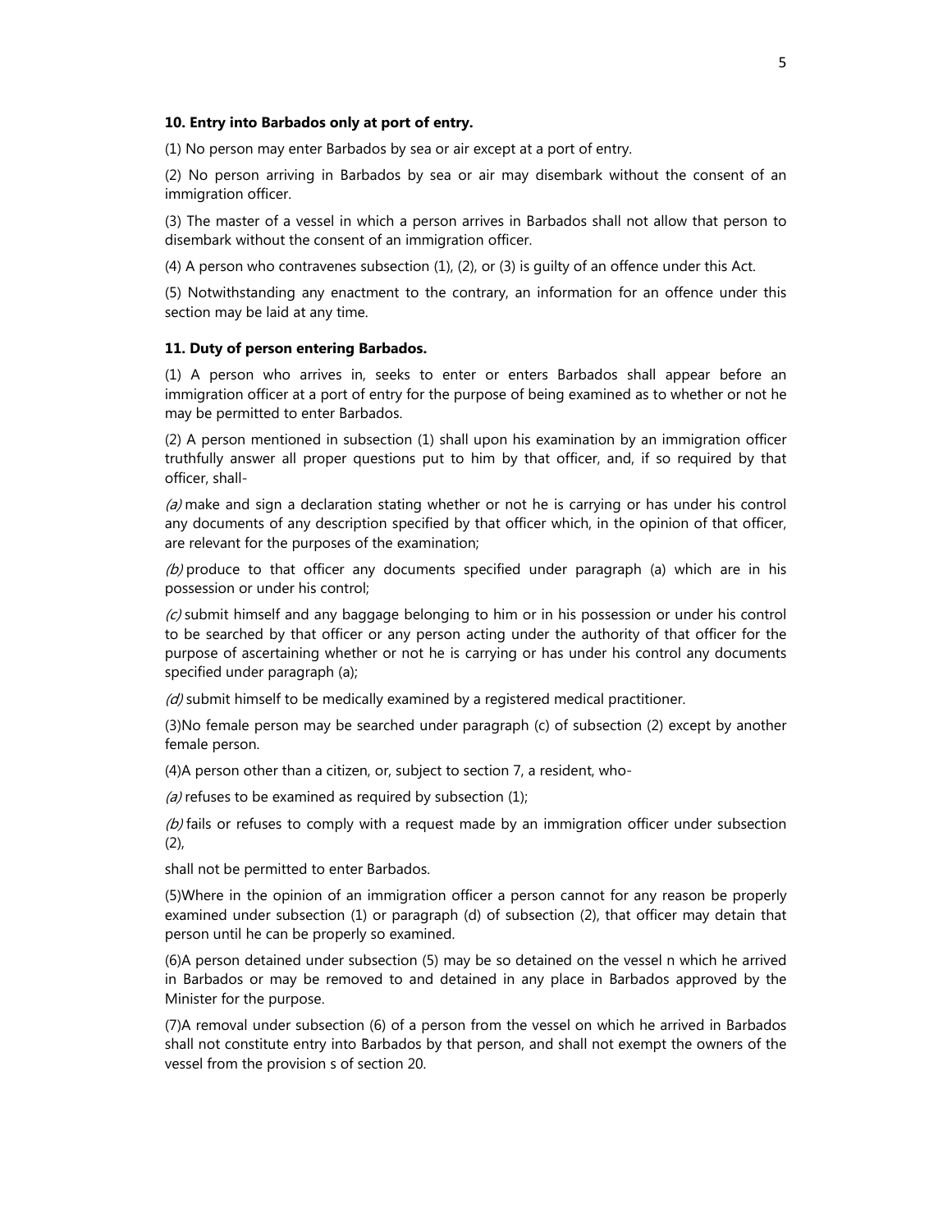**10. Entry into Barbados only at port of entry.**

(1) No person may enter Barbados by sea or air except at a port of entry.

(2) No person arriving in Barbados by sea or air may disembark without the consent of an immigration officer.

(3) The master of a vessel in which a person arrives in Barbados shall not allow that person to disembark without the consent of an immigration officer.

(4) A person who contravenes subsection (1), (2), or (3) is guilty of an offence under this Act.

(5) Notwithstanding any enactment to the contrary, an information for an offence under this section may be laid at any time.

**11. Duty of person entering Barbados.**

(1) A person who arrives in, seeks to enter or enters Barbados shall appear before an immigration officer at a port of entry for the purpose of being examined as to whether or not he may be permitted to enter Barbados.

(2) A person mentioned in subsection (1) shall upon his examination by an immigration officer truthfully answer all proper questions put to him by that officer, and, if so required by that officer, shall-

*(a)* make and sign a declaration stating whether or not he is carrying or has under his control any documents of any description specified by that officer which, in the opinion of that officer, are relevant for the purposes of the examination;

*(b)* produce to that officer any documents specified under paragraph (a) which are in his possession or under his control;

*(c)* submit himself and any baggage belonging to him or in his possession or under his control to be searched by that officer or any person acting under the authority of that officer for the purpose of ascertaining whether or not he is carrying or has under his control any documents specified under paragraph (a);

*(d)* submit himself to be medically examined by a registered medical practitioner.

(3)No female person may be searched under paragraph (c) of subsection (2) except by another female person.

(4)A person other than a citizen, or, subject to section 7, a resident, who-

*(a)* refuses to be examined as required by subsection (1);

*(b)* fails or refuses to comply with a request made by an immigration officer under subsection (2),

shall not be permitted to enter Barbados.

(5)Where in the opinion of an immigration officer a person cannot for any reason be properly examined under subsection (1) or paragraph (d) of subsection (2), that officer may detain that person until he can be properly so examined.

(6)A person detained under subsection (5) may be so detained on the vessel n which he arrived in Barbados or may be removed to and detained in any place in Barbados approved by the Minister for the purpose.

(7)A removal under subsection (6) of a person from the vessel on which he arrived in Barbados shall not constitute entry into Barbados by that person, and shall not exempt the owners of the vessel from the provision s of section 20.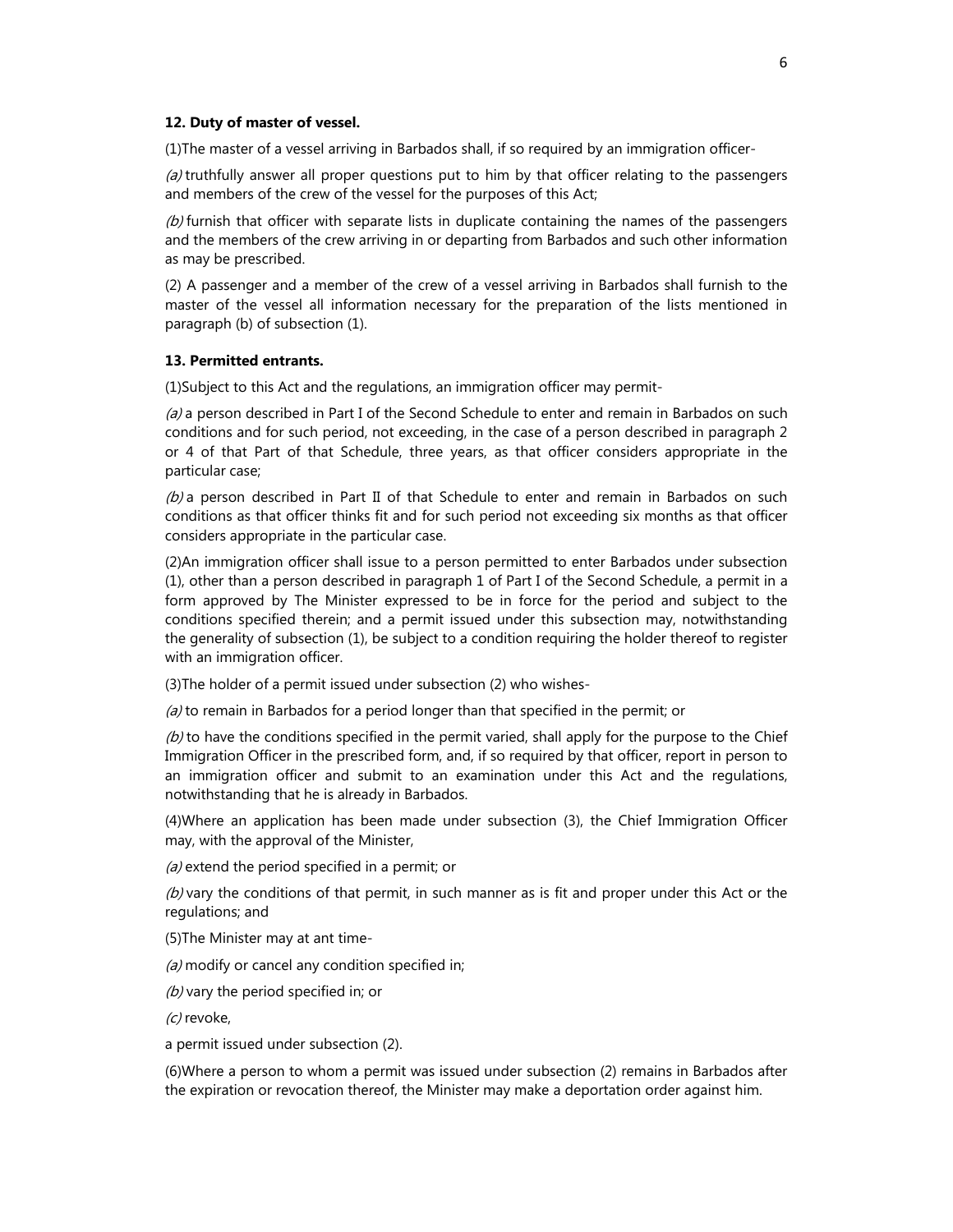#### **12. Duty of master of vessel.**

(1)The master of a vessel arriving in Barbados shall, if so required by an immigration officer-

*(a)* truthfully answer all proper questions put to him by that officer relating to the passengers and members of the crew of the vessel for the purposes of this Act;

*(b)* furnish that officer with separate lists in duplicate containing the names of the passengers and the members of the crew arriving in or departing from Barbados and such other information as may be prescribed.

(2) A passenger and a member of the crew of a vessel arriving in Barbados shall furnish to the master of the vessel all information necessary for the preparation of the lists mentioned in paragraph (b) of subsection (1).

#### **13. Permitted entrants.**

(1)Subject to this Act and the regulations, an immigration officer may permit-

*(a)* a person described in Part I of the Second Schedule to enter and remain in Barbados on such conditions and for such period, not exceeding, in the case of a person described in paragraph 2 or 4 of that Part of that Schedule, three years, as that officer considers appropriate in the particular case;

*(b)* a person described in Part II of that Schedule to enter and remain in Barbados on such conditions as that officer thinks fit and for such period not exceeding six months as that officer considers appropriate in the particular case.

(2)An immigration officer shall issue to a person permitted to enter Barbados under subsection (1), other than a person described in paragraph 1 of Part I of the Second Schedule, a permit in a form approved by The Minister expressed to be in force for the period and subject to the conditions specified therein; and a permit issued under this subsection may, notwithstanding the generality of subsection (1), be subject to a condition requiring the holder thereof to register with an immigration officer.

(3)The holder of a permit issued under subsection (2) who wishes-

*(a)* to remain in Barbados for a period longer than that specified in the permit; or

*(b)* to have the conditions specified in the permit varied, shall apply for the purpose to the Chief Immigration Officer in the prescribed form, and, if so required by that officer, report in person to an immigration officer and submit to an examination under this Act and the regulations, notwithstanding that he is already in Barbados.

(4)Where an application has been made under subsection (3), the Chief Immigration Officer may, with the approval of the Minister,

*(a)* extend the period specified in a permit; or

*(b)* vary the conditions of that permit, in such manner as is fit and proper under this Act or the regulations; and

(5)The Minister may at ant time-

*(a)* modify or cancel any condition specified in;

*(b)* vary the period specified in; or

*(c)* revoke,

a permit issued under subsection (2).

(6)Where a person to whom a permit was issued under subsection (2) remains in Barbados after the expiration or revocation thereof, the Minister may make a deportation order against him.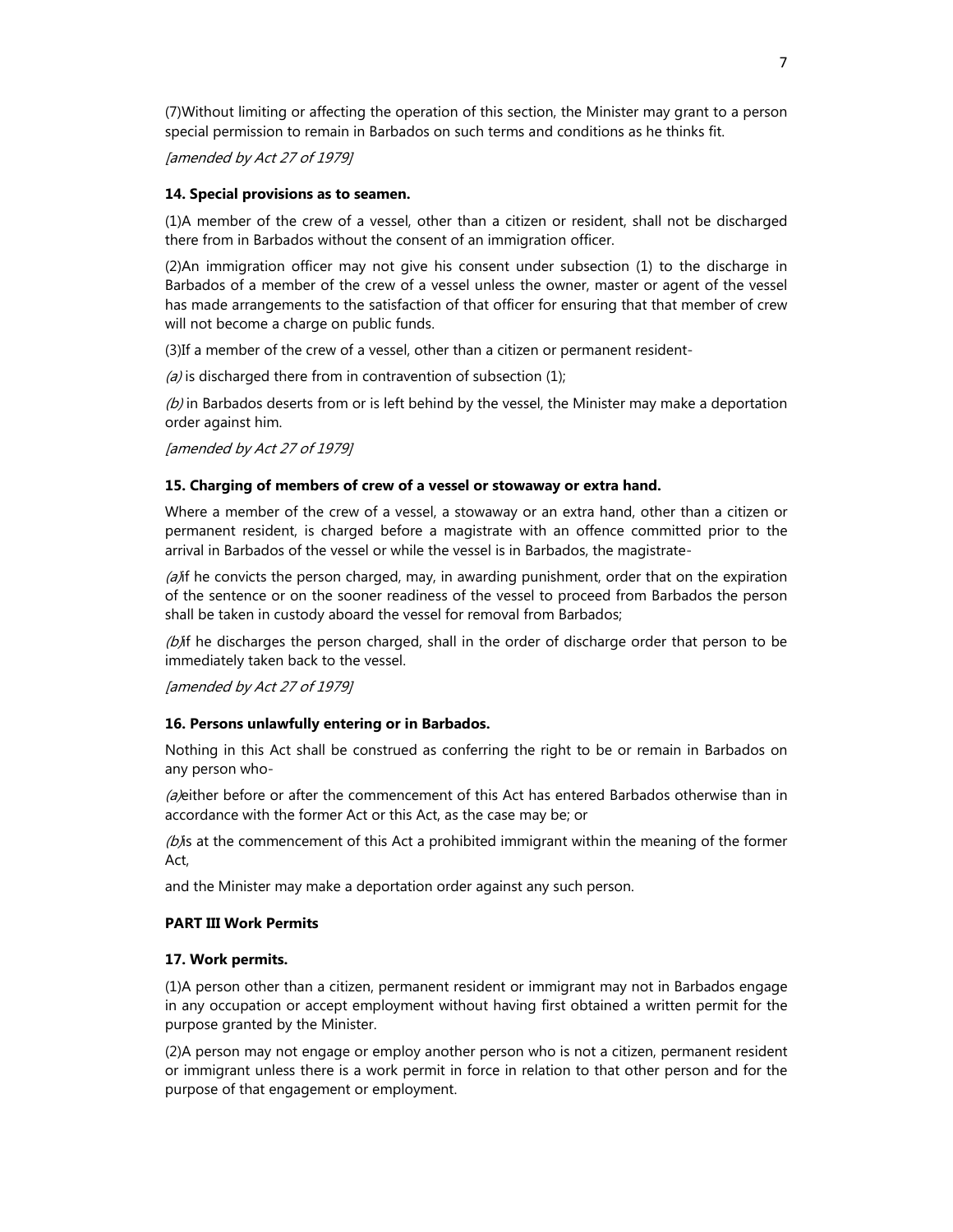(7)Without limiting or affecting the operation of this section, the Minister may grant to a person special permission to remain in Barbados on such terms and conditions as he thinks fit.

*[amended by Act 27 of 1979]*

**14. Special provisions as to seamen.**

(1)A member of the crew of a vessel, other than a citizen or resident, shall not be discharged there from in Barbados without the consent of an immigration officer.

(2)An immigration officer may not give his consent under subsection (1) to the discharge in Barbados of a member of the crew of a vessel unless the owner, master or agent of the vessel has made arrangements to the satisfaction of that officer for ensuring that that member of crew will not become a charge on public funds.

(3)If a member of the crew of a vessel, other than a citizen or permanent resident-

*(a)* is discharged there from in contravention of subsection (1);

*(b)* in Barbados deserts from or is left behind by the vessel, the Minister may make a deportation order against him.

*[amended by Act 27 of 1979]*

**15. Charging of members of crew of a vessel or stowaway or extra hand.**

Where a member of the crew of a vessel, a stowaway or an extra hand, other than a citizen or permanent resident, is charged before a magistrate with an offence committed prior to the arrival in Barbados of the vessel or while the vessel is in Barbados, the magistrate-

*(a)*if he convicts the person charged, may, in awarding punishment, order that on the expiration of the sentence or on the sooner readiness of the vessel to proceed from Barbados the person shall be taken in custody aboard the vessel for removal from Barbados;

*(b)*if he discharges the person charged, shall in the order of discharge order that person to be immediately taken back to the vessel.

*[amended by Act 27 of 1979]*

**16. Persons unlawfully entering or in Barbados.**

Nothing in this Act shall be construed as conferring the right to be or remain in Barbados on any person who-

*(a)*either before or after the commencement of this Act has entered Barbados otherwise than in accordance with the former Act or this Act, as the case may be; or

*(b)*is at the commencement of this Act a prohibited immigrant within the meaning of the former Act,

and the Minister may make a deportation order against any such person.

**PART III Work Permits**

**17. Work permits.**

(1)A person other than a citizen, permanent resident or immigrant may not in Barbados engage in any occupation or accept employment without having first obtained a written permit for the purpose granted by the Minister.

(2)A person may not engage or employ another person who is not a citizen, permanent resident or immigrant unless there is a work permit in force in relation to that other person and for the purpose of that engagement or employment.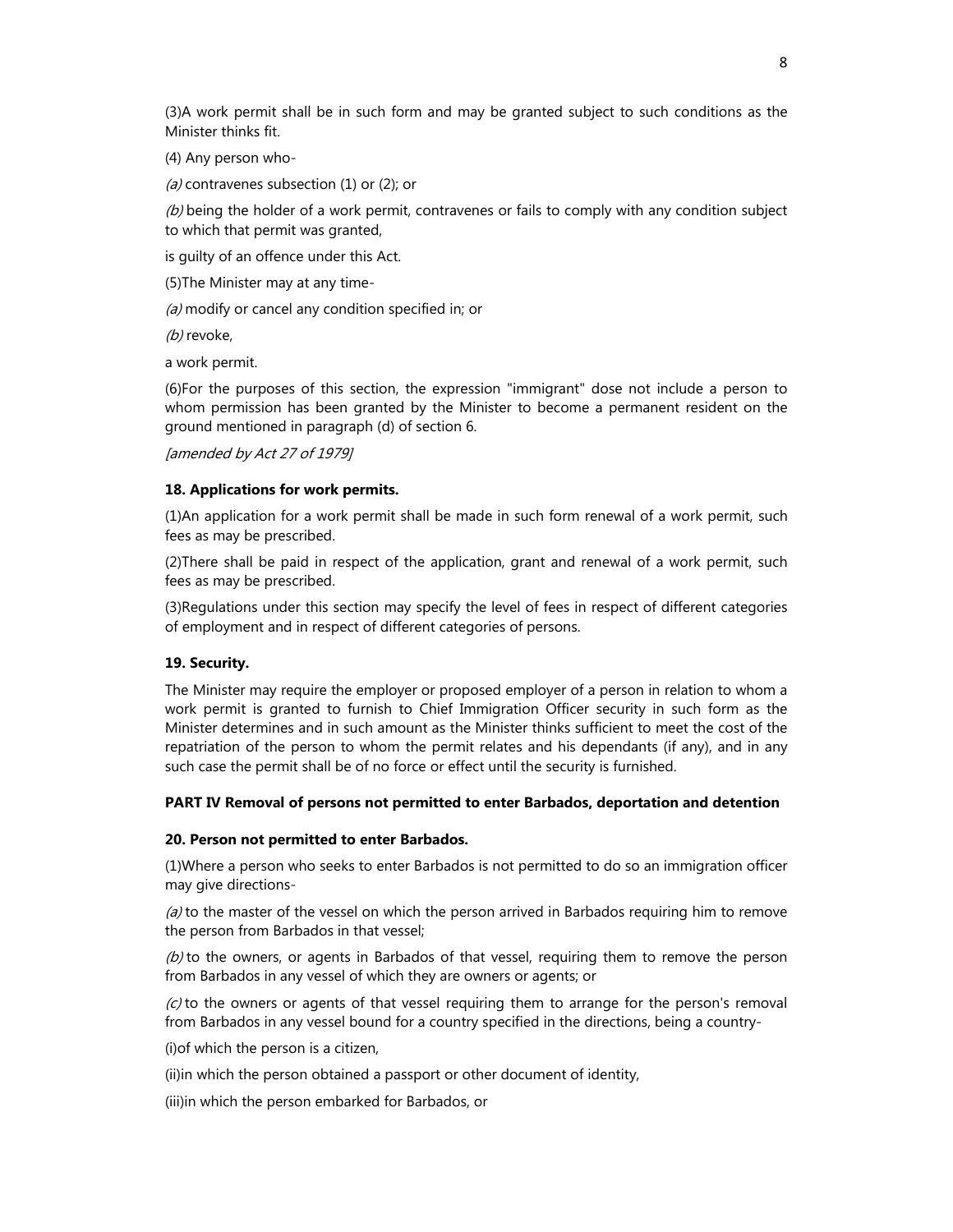(3)A work permit shall be in such form and may be granted subject to such conditions as the Minister thinks fit.

(4) Any person who-

*(a)* contravenes subsection (1) or (2); or

*(b)* being the holder of a work permit, contravenes or fails to comply with any condition subject to which that permit was granted,

is guilty of an offence under this Act.

(5)The Minister may at any time-

*(a)* modify or cancel any condition specified in; or

*(b)* revoke,

a work permit.

(6)For the purposes of this section, the expression "immigrant" dose not include a person to whom permission has been granted by the Minister to become a permanent resident on the ground mentioned in paragraph (d) of section 6.

*[amended by Act 27 of 1979]*

**18. Applications for work permits.**

(1)An application for a work permit shall be made in such form renewal of a work permit, such fees as may be prescribed.

(2)There shall be paid in respect of the application, grant and renewal of a work permit, such fees as may be prescribed.

(3)Regulations under this section may specify the level of fees in respect of different categories of employment and in respect of different categories of persons.

**19. Security.**

The Minister may require the employer or proposed employer of a person in relation to whom a work permit is granted to furnish to Chief Immigration Officer security in such form as the Minister determines and in such amount as the Minister thinks sufficient to meet the cost of the repatriation of the person to whom the permit relates and his dependants (if any), and in any such case the permit shall be of no force or effect until the security is furnished.

**PART IV Removal of persons not permitted to enter Barbados, deportation and detention**

**20. Person not permitted to enter Barbados.**

(1)Where a person who seeks to enter Barbados is not permitted to do so an immigration officer may give directions-

*(a)* to the master of the vessel on which the person arrived in Barbados requiring him to remove the person from Barbados in that vessel;

*(b)* to the owners, or agents in Barbados of that vessel, requiring them to remove the person from Barbados in any vessel of which they are owners or agents; or

*(c)* to the owners or agents of that vessel requiring them to arrange for the person's removal from Barbados in any vessel bound for a country specified in the directions, being a country-

(i)of which the person is a citizen,

(ii)in which the person obtained a passport or other document of identity,

(iii)in which the person embarked for Barbados, or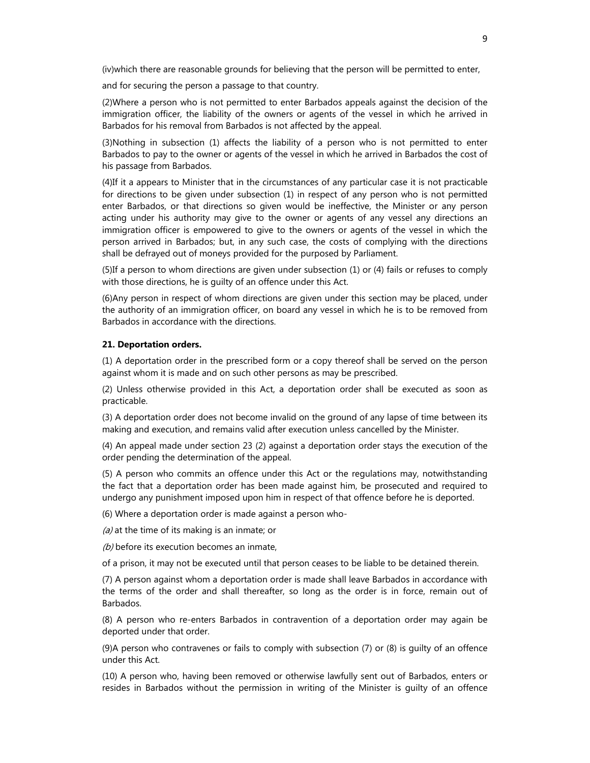(iv)which there are reasonable grounds for believing that the person will be permitted to enter,

and for securing the person a passage to that country.

(2)Where a person who is not permitted to enter Barbados appeals against the decision of the immigration officer, the liability of the owners or agents of the vessel in which he arrived in Barbados for his removal from Barbados is not affected by the appeal.

(3)Nothing in subsection (1) affects the liability of a person who is not permitted to enter Barbados to pay to the owner or agents of the vessel in which he arrived in Barbados the cost of his passage from Barbados.

(4)If it a appears to Minister that in the circumstances of any particular case it is not practicable for directions to be given under subsection (1) in respect of any person who is not permitted enter Barbados, or that directions so given would be ineffective, the Minister or any person acting under his authority may give to the owner or agents of any vessel any directions an immigration officer is empowered to give to the owners or agents of the vessel in which the person arrived in Barbados; but, in any such case, the costs of complying with the directions shall be defrayed out of moneys provided for the purposed by Parliament.

(5)If a person to whom directions are given under subsection (1) or (4) fails or refuses to comply with those directions, he is guilty of an offence under this Act.

(6)Any person in respect of whom directions are given under this section may be placed, under the authority of an immigration officer, on board any vessel in which he is to be removed from Barbados in accordance with the directions.

**21. Deportation orders.**

(1) A deportation order in the prescribed form or a copy thereof shall be served on the person against whom it is made and on such other persons as may be prescribed.

(2) Unless otherwise provided in this Act, a deportation order shall be executed as soon as practicable.

(3) A deportation order does not become invalid on the ground of any lapse of time between its making and execution, and remains valid after execution unless cancelled by the Minister.

(4) An appeal made under section 23 (2) against a deportation order stays the execution of the order pending the determination of the appeal.

(5) A person who commits an offence under this Act or the regulations may, notwithstanding the fact that a deportation order has been made against him, be prosecuted and required to undergo any punishment imposed upon him in respect of that offence before he is deported.

(6) Where a deportation order is made against a person who-

*(a)* at the time of its making is an inmate; or

*(b)* before its execution becomes an inmate,

of a prison, it may not be executed until that person ceases to be liable to be detained therein.

(7) A person against whom a deportation order is made shall leave Barbados in accordance with the terms of the order and shall thereafter, so long as the order is in force, remain out of Barbados.

(8) A person who re-enters Barbados in contravention of a deportation order may again be deported under that order.

(9)A person who contravenes or fails to comply with subsection (7) or (8) is guilty of an offence under this Act.

(10) A person who, having been removed or otherwise lawfully sent out of Barbados, enters or resides in Barbados without the permission in writing of the Minister is guilty of an offence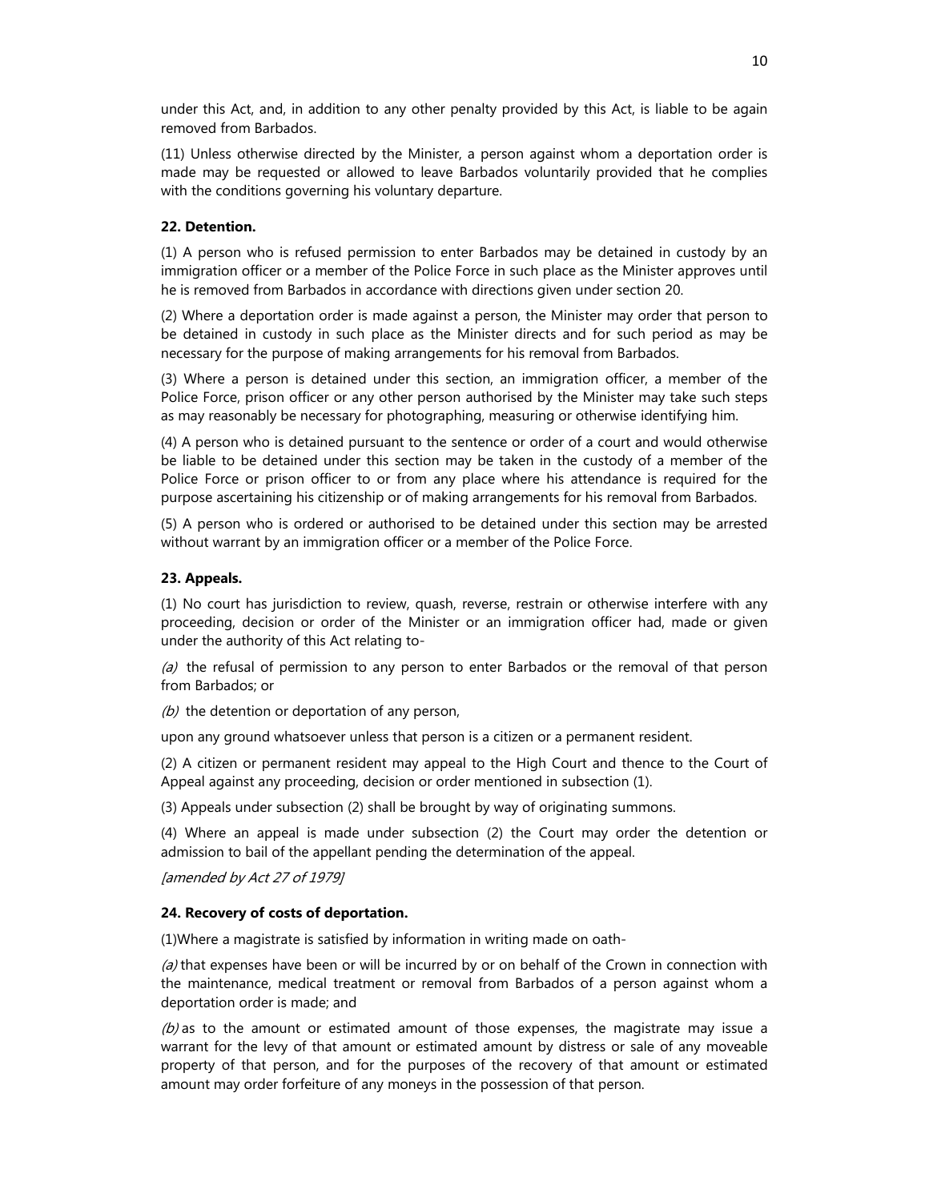under this Act, and, in addition to any other penalty provided by this Act, is liable to be again removed from Barbados.

(11) Unless otherwise directed by the Minister, a person against whom a deportation order is made may be requested or allowed to leave Barbados voluntarily provided that he complies with the conditions governing his voluntary departure.

**22. Detention.**

(1) A person who is refused permission to enter Barbados may be detained in custody by an immigration officer or a member of the Police Force in such place as the Minister approves until he is removed from Barbados in accordance with directions given under section 20.

(2) Where a deportation order is made against a person, the Minister may order that person to be detained in custody in such place as the Minister directs and for such period as may be necessary for the purpose of making arrangements for his removal from Barbados.

(3) Where a person is detained under this section, an immigration officer, a member of the Police Force, prison officer or any other person authorised by the Minister may take such steps as may reasonably be necessary for photographing, measuring or otherwise identifying him.

(4) A person who is detained pursuant to the sentence or order of a court and would otherwise be liable to be detained under this section may be taken in the custody of a member of the Police Force or prison officer to or from any place where his attendance is required for the purpose ascertaining his citizenship or of making arrangements for his removal from Barbados.

(5) A person who is ordered or authorised to be detained under this section may be arrested without warrant by an immigration officer or a member of the Police Force.

**23. Appeals.**

(1) No court has jurisdiction to review, quash, reverse, restrain or otherwise interfere with any proceeding, decision or order of the Minister or an immigration officer had, made or given under the authority of this Act relating to-

*(a)* the refusal of permission to any person to enter Barbados or the removal of that person from Barbados; or

*(b)* the detention or deportation of any person,

upon any ground whatsoever unless that person is a citizen or a permanent resident.

(2) A citizen or permanent resident may appeal to the High Court and thence to the Court of Appeal against any proceeding, decision or order mentioned in subsection (1).

(3) Appeals under subsection (2) shall be brought by way of originating summons.

(4) Where an appeal is made under subsection (2) the Court may order the detention or admission to bail of the appellant pending the determination of the appeal.

*[amended by Act 27 of 1979]*

**24. Recovery of costs of deportation.**

(1)Where a magistrate is satisfied by information in writing made on oath-

*(a)* that expenses have been or will be incurred by or on behalf of the Crown in connection with the maintenance, medical treatment or removal from Barbados of a person against whom a deportation order is made; and

*(b)* as to the amount or estimated amount of those expenses, the magistrate may issue a warrant for the levy of that amount or estimated amount by distress or sale of any moveable property of that person, and for the purposes of the recovery of that amount or estimated amount may order forfeiture of any moneys in the possession of that person.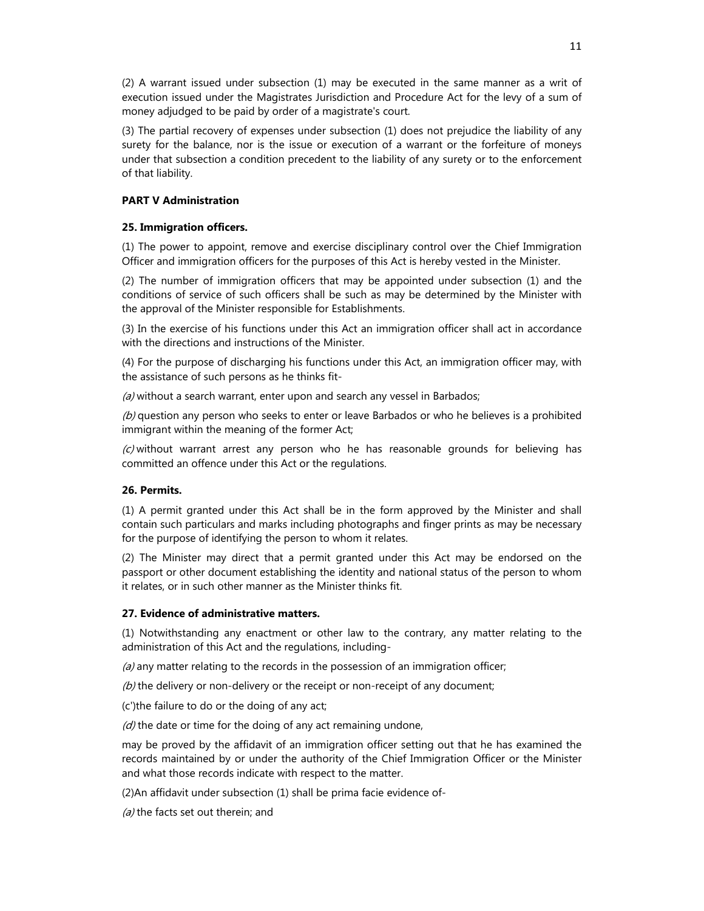(2) A warrant issued under subsection (1) may be executed in the same manner as a writ of execution issued under the Magistrates Jurisdiction and Procedure Act for the levy of a sum of money adjudged to be paid by order of a magistrate's court.

(3) The partial recovery of expenses under subsection (1) does not prejudice the liability of any surety for the balance, nor is the issue or execution of a warrant or the forfeiture of moneys under that subsection a condition precedent to the liability of any surety or to the enforcement of that liability.

## PART V Administration

### 25. Immigration officers.

(1) The power to appoint, remove and exercise disciplinary control over the Chief Immigration Officer and immigration officers for the purposes of this Act is hereby vested in the Minister.

(2) The number of immigration officers that may be appointed under subsection (1) and the conditions of service of such officers shall be such as may be determined by the Minister with the approval of the Minister responsible for Establishments.

(3) In the exercise of his functions under this Act an immigration officer shall act in accordance with the directions and instructions of the Minister.

(4) For the purpose of discharging his functions under this Act, an immigration officer may, with the assistance of such persons as he thinks fit-

*(a)* without a search warrant, enter upon and search any vessel in Barbados;

*(b)* question any person who seeks to enter or leave Barbados or who he believes is a prohibited immigrant within the meaning of the former Act;

*(c)* without warrant arrest any person who he has reasonable grounds for believing has committed an offence under this Act or the regulations.

### 26. Permits.

(1) A permit granted under this Act shall be in the form approved by the Minister and shall contain such particulars and marks including photographs and finger prints as may be necessary for the purpose of identifying the person to whom it relates.

(2) The Minister may direct that a permit granted under this Act may be endorsed on the passport or other document establishing the identity and national status of the person to whom it relates, or in such other manner as the Minister thinks fit.

### 27. Evidence of administrative matters.

(1) Notwithstanding any enactment or other law to the contrary, any matter relating to the administration of this Act and the regulations, including-

*(a)* any matter relating to the records in the possession of an immigration officer;

*(b)* the delivery or non-delivery or the receipt or non-receipt of any document;

(c')the failure to do or the doing of any act;

*(d)* the date or time for the doing of any act remaining undone,

may be proved by the affidavit of an immigration officer setting out that he has examined the records maintained by or under the authority of the Chief Immigration Officer or the Minister and what those records indicate with respect to the matter.

(2)An affidavit under subsection (1) shall be prima facie evidence of-

*(a)* the facts set out therein; and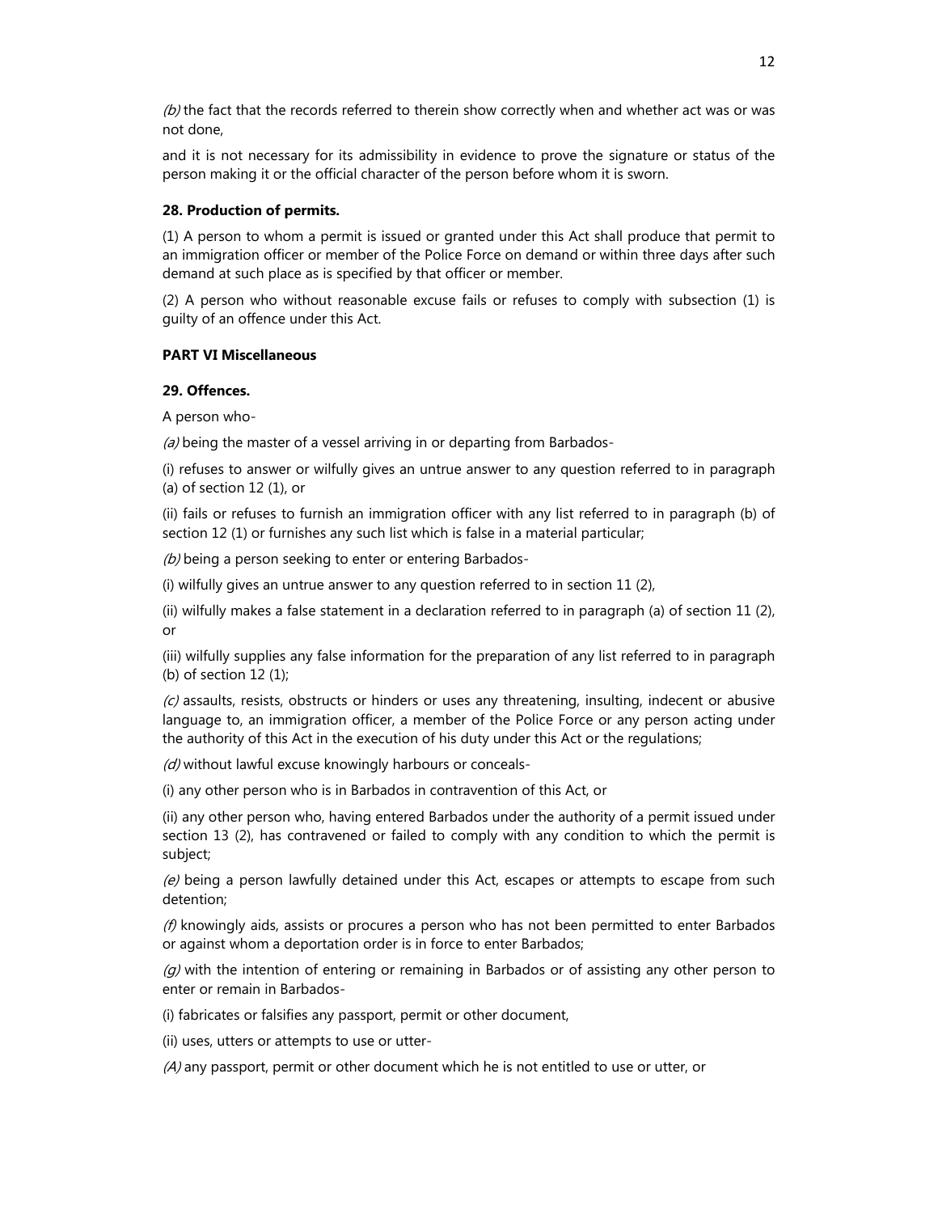*(b)* the fact that the records referred to therein show correctly when and whether act was or was not done,

and it is not necessary for its admissibility in evidence to prove the signature or status of the person making it or the official character of the person before whom it is sworn.

**28. Production of permits.**

(1) A person to whom a permit is issued or granted under this Act shall produce that permit to an immigration officer or member of the Police Force on demand or within three days after such demand at such place as is specified by that officer or member.

(2) A person who without reasonable excuse fails or refuses to comply with subsection (1) is guilty of an offence under this Act.

**PART VI Miscellaneous**

**29. Offences.**

A person who-

*(a)* being the master of a vessel arriving in or departing from Barbados-

(i) refuses to answer or wilfully gives an untrue answer to any question referred to in paragraph (a) of section 12 (1), or

(ii) fails or refuses to furnish an immigration officer with any list referred to in paragraph (b) of section 12 (1) or furnishes any such list which is false in a material particular;

*(b)* being a person seeking to enter or entering Barbados-

(i) wilfully gives an untrue answer to any question referred to in section 11 (2),

(ii) wilfully makes a false statement in a declaration referred to in paragraph (a) of section 11 (2), or

(iii) wilfully supplies any false information for the preparation of any list referred to in paragraph (b) of section 12 (1);

*(c)* assaults, resists, obstructs or hinders or uses any threatening, insulting, indecent or abusive language to, an immigration officer, a member of the Police Force or any person acting under the authority of this Act in the execution of his duty under this Act or the regulations;

*(d)* without lawful excuse knowingly harbours or conceals-

(i) any other person who is in Barbados in contravention of this Act, or

(ii) any other person who, having entered Barbados under the authority of a permit issued under section 13 (2), has contravened or failed to comply with any condition to which the permit is subject;

*(e)* being a person lawfully detained under this Act, escapes or attempts to escape from such detention;

*(f)* knowingly aids, assists or procures a person who has not been permitted to enter Barbados or against whom a deportation order is in force to enter Barbados;

*(g)* with the intention of entering or remaining in Barbados or of assisting any other person to enter or remain in Barbados-

(i) fabricates or falsifies any passport, permit or other document,

(ii) uses, utters or attempts to use or utter-

*(A)* any passport, permit or other document which he is not entitled to use or utter, or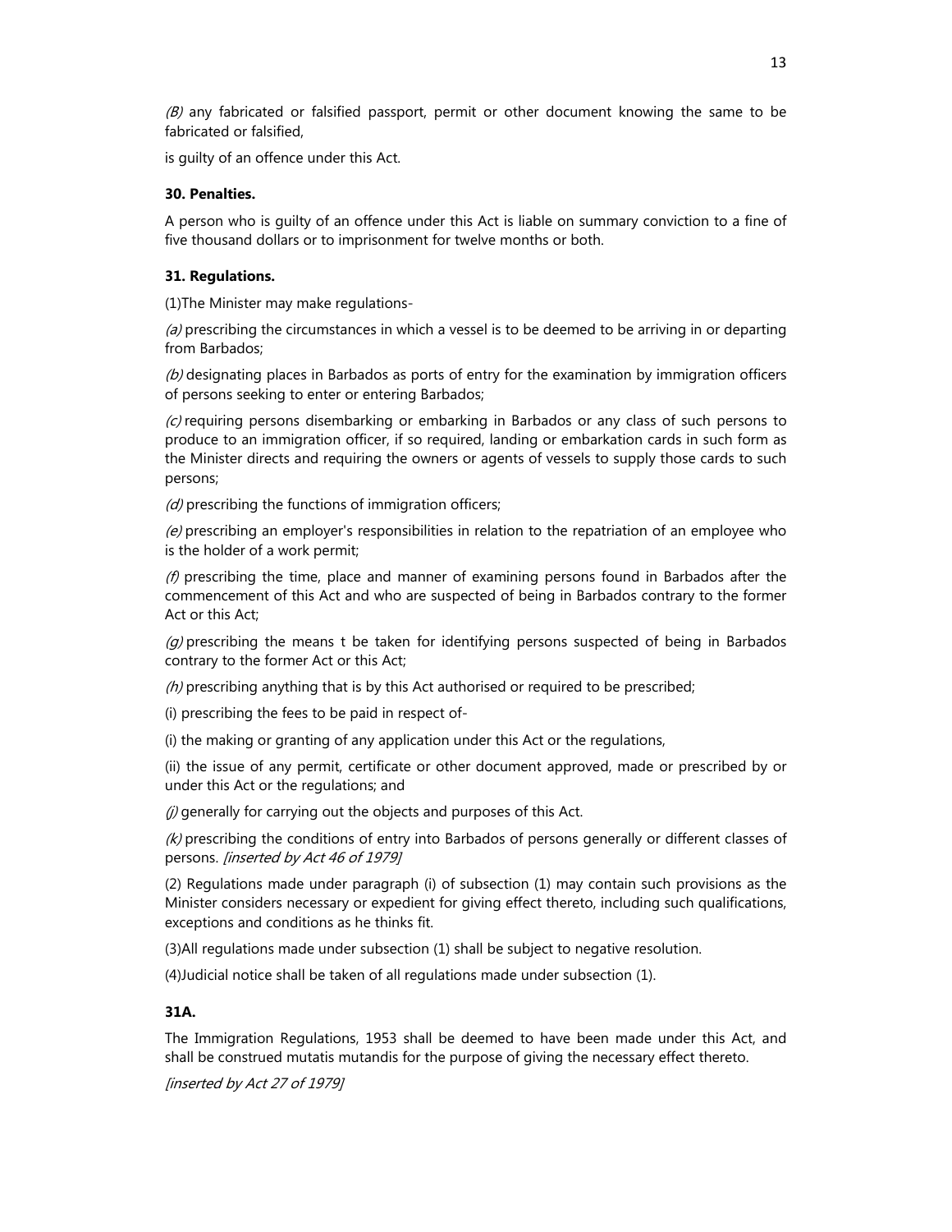*(B)* any fabricated or falsified passport, permit or other document knowing the same to be fabricated or falsified,

is guilty of an offence under this Act.

**30. Penalties.**

A person who is guilty of an offence under this Act is liable on summary conviction to a fine of five thousand dollars or to imprisonment for twelve months or both.

**31. Regulations.**

(1)The Minister may make regulations-

*(a)* prescribing the circumstances in which a vessel is to be deemed to be arriving in or departing from Barbados;

*(b)* designating places in Barbados as ports of entry for the examination by immigration officers of persons seeking to enter or entering Barbados;

*(c)* requiring persons disembarking or embarking in Barbados or any class of such persons to produce to an immigration officer, if so required, landing or embarkation cards in such form as the Minister directs and requiring the owners or agents of vessels to supply those cards to such persons;

*(d)* prescribing the functions of immigration officers;

*(e)* prescribing an employer's responsibilities in relation to the repatriation of an employee who is the holder of a work permit;

*(f)* prescribing the time, place and manner of examining persons found in Barbados after the commencement of this Act and who are suspected of being in Barbados contrary to the former Act or this Act;

*(g)* prescribing the means t be taken for identifying persons suspected of being in Barbados contrary to the former Act or this Act;

*(h)* prescribing anything that is by this Act authorised or required to be prescribed;

(i) prescribing the fees to be paid in respect of-

(i) the making or granting of any application under this Act or the regulations,

(ii) the issue of any permit, certificate or other document approved, made or prescribed by or under this Act or the regulations; and

*(j)* generally for carrying out the objects and purposes of this Act.

*(k)* prescribing the conditions of entry into Barbados of persons generally or different classes of persons. *[inserted by Act 46 of 1979]*

(2) Regulations made under paragraph (i) of subsection (1) may contain such provisions as the Minister considers necessary or expedient for giving effect thereto, including such qualifications, exceptions and conditions as he thinks fit.

(3)All regulations made under subsection (1) shall be subject to negative resolution.

(4)Judicial notice shall be taken of all regulations made under subsection (1).

**31A.**

The Immigration Regulations, 1953 shall be deemed to have been made under this Act, and shall be construed mutatis mutandis for the purpose of giving the necessary effect thereto.

*[inserted by Act 27 of 1979]*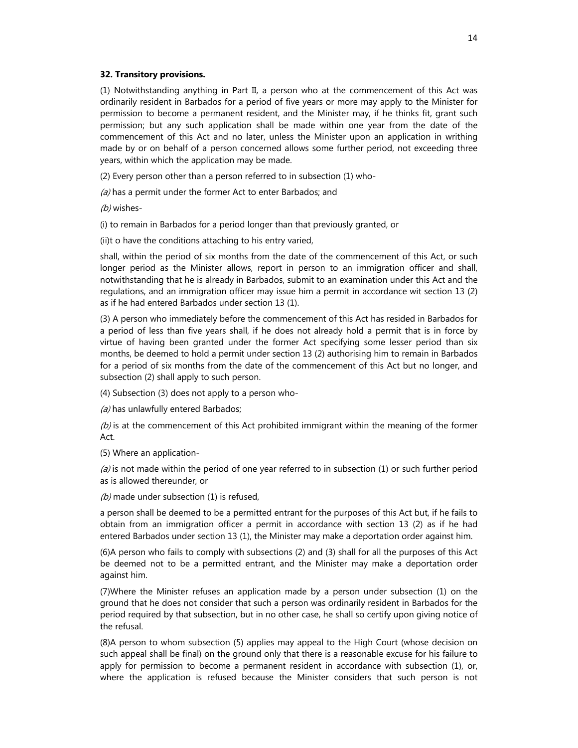**32. Transitory provisions.**

(1) Notwithstanding anything in Part II, a person who at the commencement of this Act was ordinarily resident in Barbados for a period of five years or more may apply to the Minister for permission to become a permanent resident, and the Minister may, if he thinks fit, grant such permission; but any such application shall be made within one year from the date of the commencement of this Act and no later, unless the Minister upon an application in writhing made by or on behalf of a person concerned allows some further period, not exceeding three years, within which the application may be made.

(2) Every person other than a person referred to in subsection (1) who-

*(a)* has a permit under the former Act to enter Barbados; and

*(b)* wishes-

(i) to remain in Barbados for a period longer than that previously granted, or

(ii)t o have the conditions attaching to his entry varied,

shall, within the period of six months from the date of the commencement of this Act, or such longer period as the Minister allows, report in person to an immigration officer and shall, notwithstanding that he is already in Barbados, submit to an examination under this Act and the regulations, and an immigration officer may issue him a permit in accordance wit section 13 (2) as if he had entered Barbados under section 13 (1).

(3) A person who immediately before the commencement of this Act has resided in Barbados for a period of less than five years shall, if he does not already hold a permit that is in force by virtue of having been granted under the former Act specifying some lesser period than six months, be deemed to hold a permit under section 13 (2) authorising him to remain in Barbados for a period of six months from the date of the commencement of this Act but no longer, and subsection (2) shall apply to such person.

(4) Subsection (3) does not apply to a person who-

*(a)* has unlawfully entered Barbados;

*(b)* is at the commencement of this Act prohibited immigrant within the meaning of the former Act.

(5) Where an application-

*(a)* is not made within the period of one year referred to in subsection (1) or such further period as is allowed thereunder, or

*(b)* made under subsection (1) is refused,

a person shall be deemed to be a permitted entrant for the purposes of this Act but, if he fails to obtain from an immigration officer a permit in accordance with section 13 (2) as if he had entered Barbados under section 13 (1), the Minister may make a deportation order against him.

(6)A person who fails to comply with subsections (2) and (3) shall for all the purposes of this Act be deemed not to be a permitted entrant, and the Minister may make a deportation order against him.

(7)Where the Minister refuses an application made by a person under subsection (1) on the ground that he does not consider that such a person was ordinarily resident in Barbados for the period required by that subsection, but in no other case, he shall so certify upon giving notice of the refusal.

(8)A person to whom subsection (5) applies may appeal to the High Court (whose decision on such appeal shall be final) on the ground only that there is a reasonable excuse for his failure to apply for permission to become a permanent resident in accordance with subsection (1), or, where the application is refused because the Minister considers that such person is not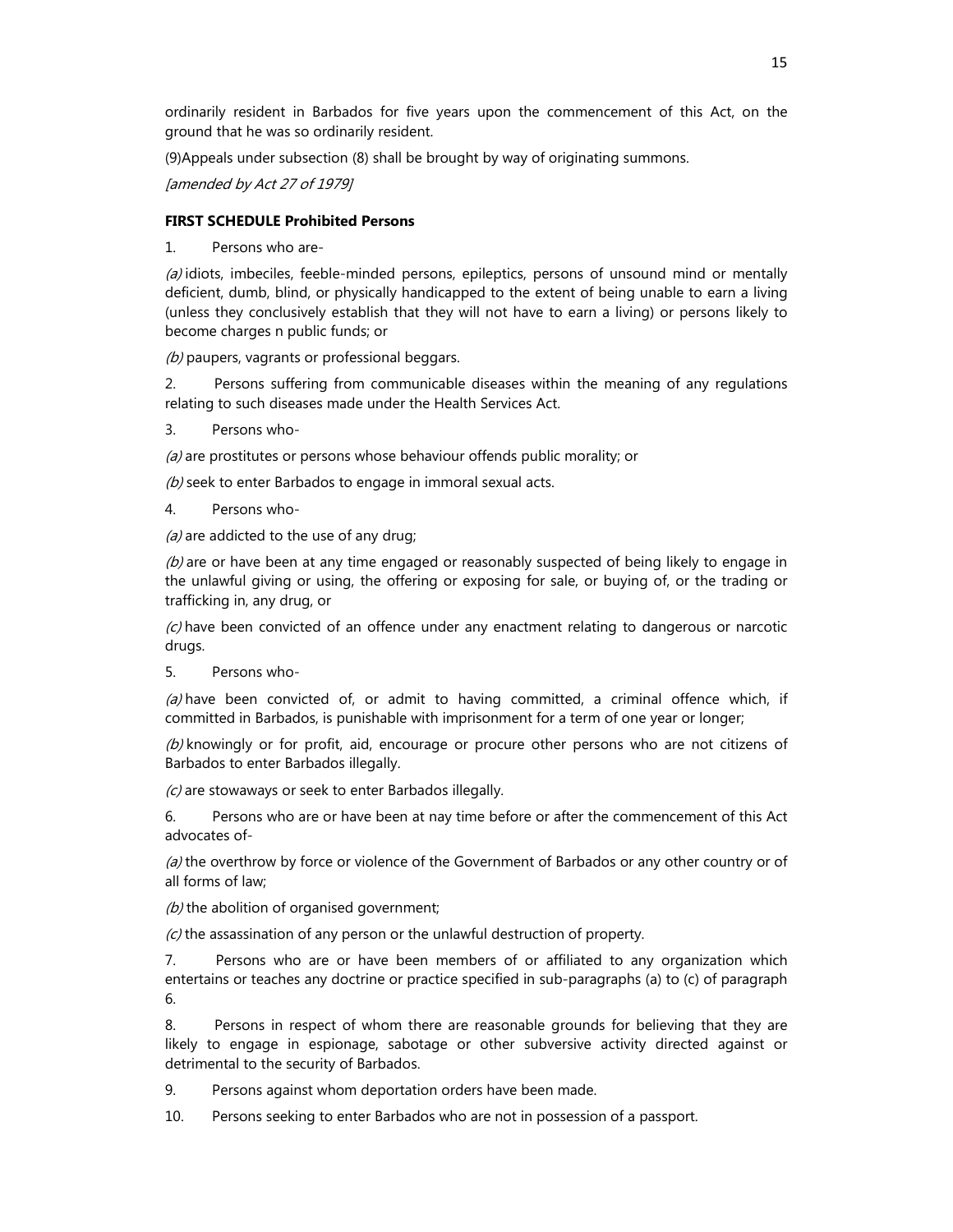ordinarily resident in Barbados for five years upon the commencement of this Act, on the ground that he was so ordinarily resident.

(9)Appeals under subsection (8) shall be brought by way of originating summons.

*[amended by Act 27 of 1979]*

**FIRST SCHEDULE Prohibited Persons**

1. Persons who are-

*(a)* idiots, imbeciles, feeble-minded persons, epileptics, persons of unsound mind or mentally deficient, dumb, blind, or physically handicapped to the extent of being unable to earn a living (unless they conclusively establish that they will not have to earn a living) or persons likely to become charges n public funds; or

*(b)* paupers, vagrants or professional beggars.

2. Persons suffering from communicable diseases within the meaning of any regulations relating to such diseases made under the Health Services Act.

3. Persons who-

*(a)* are prostitutes or persons whose behaviour offends public morality; or

*(b)* seek to enter Barbados to engage in immoral sexual acts.

4. Persons who-

*(a)* are addicted to the use of any drug;

*(b)* are or have been at any time engaged or reasonably suspected of being likely to engage in the unlawful giving or using, the offering or exposing for sale, or buying of, or the trading or trafficking in, any drug, or

*(c)* have been convicted of an offence under any enactment relating to dangerous or narcotic drugs.

5. Persons who-

*(a)* have been convicted of, or admit to having committed, a criminal offence which, if committed in Barbados, is punishable with imprisonment for a term of one year or longer;

*(b)* knowingly or for profit, aid, encourage or procure other persons who are not citizens of Barbados to enter Barbados illegally.

*(c)* are stowaways or seek to enter Barbados illegally.

6. Persons who are or have been at nay time before or after the commencement of this Act advocates of-

*(a)* the overthrow by force or violence of the Government of Barbados or any other country or of all forms of law;

*(b)* the abolition of organised government;

*(c)* the assassination of any person or the unlawful destruction of property.

7. Persons who are or have been members of or affiliated to any organization which entertains or teaches any doctrine or practice specified in sub-paragraphs (a) to (c) of paragraph 6.

8. Persons in respect of whom there are reasonable grounds for believing that they are likely to engage in espionage, sabotage or other subversive activity directed against or detrimental to the security of Barbados.

9. Persons against whom deportation orders have been made.

10. Persons seeking to enter Barbados who are not in possession of a passport.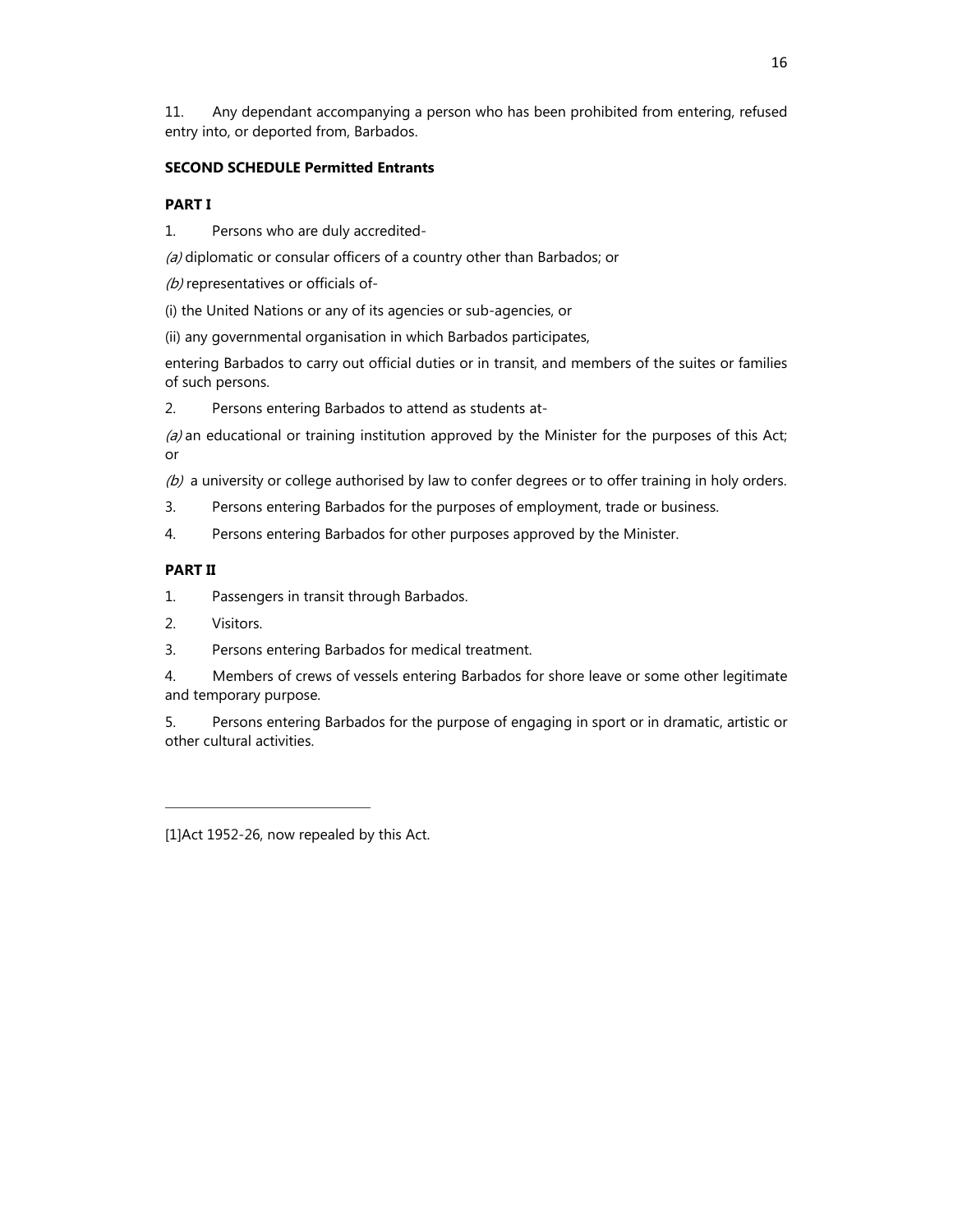11. Any dependant accompanying a person who has been prohibited from entering, refused entry into, or deported from, Barbados.

**SECOND SCHEDULE Permitted Entrants**

**PART I**

1. Persons who are duly accredited-

*(a)* diplomatic or consular officers of a country other than Barbados; or

*(b)* representatives or officials of-

(i) the United Nations or any of its agencies or sub-agencies, or

(ii) any governmental organisation in which Barbados participates,

entering Barbados to carry out official duties or in transit, and members of the suites or families of such persons.

2. Persons entering Barbados to attend as students at-

*(a)* an educational or training institution approved by the Minister for the purposes of this Act; or

*(b)* a university or college authorised by law to confer degrees or to offer training in holy orders.

3. Persons entering Barbados for the purposes of employment, trade or business.

4. Persons entering Barbados for other purposes approved by the Minister.

**PART II**

1. Passengers in transit through Barbados.

2. Visitors.

3. Persons entering Barbados for medical treatment.

4. Members of crews of vessels entering Barbados for shore leave or some other legitimate and temporary purpose.

5. Persons entering Barbados for the purpose of engaging in sport or in dramatic, artistic or other cultural activities.

---

[1]Act 1952-26, now repealed by this Act.